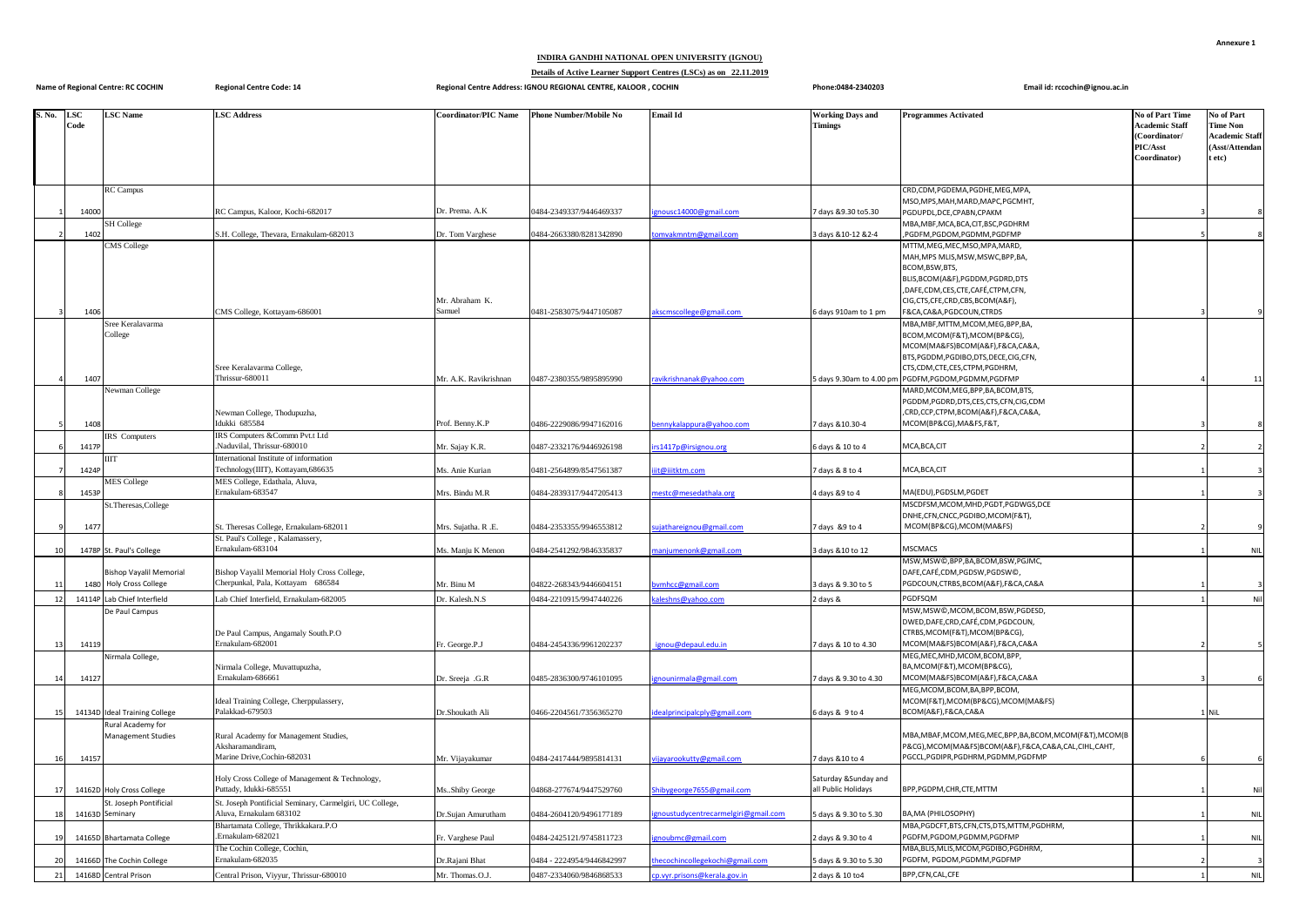Annexure 1

# INDIRA GANDHI NATIONAL OPEN UNIVERSITY (IGNOU)

## Details of Active Learner Support Centres (LSCs) as on 22.11.2019

**Name of Regional Centre: RC COCHIN** **Regional Centre Code: 14** **Regional Centre Address: IGNOU REGIONAL CENTRE, KALOOR , COCHIN** **Phone:0484-2340203** **Email id: rccochin@ignou.ac.in**

| S. No. | LSC Code | LSC Name | LSC Address | Coordinator/PIC Name | Phone Number/Mobile No | Email Id | Working Days and Timings | Programmes Activated | No of Part Time Academic Staff (Coordinator/ PIC/Asst Coordinator) | No of Part Time Non Academic Staff (Asst/Attendant etc) |
|---|---|---|---|---|---|---|---|---|---|---|
| 1 | 14000 | RC Campus | RC Campus, Kaloor, Kochi-682017 | Dr. Prema. A.K | 0484-2349337/9446469337 | ignousc14000@gmail.com | 7 days &9.30 to5.30 | CRD,CDM,PGDEMA,PGDHE,MEG,MPA, MSO,MPS,MAH,MARD,MAPC,PGCMHT, PGDUPDL,DCE,CPABN,CPAKM | 3 | 8 |
| 2 | 1402 | SH College | S.H. College, Thevara, Ernakulam-682013 | Dr. Tom Varghese | 0484-2663380/8281342890 | tomvakmntm@gmail.com | 3 days &10-12 &2-4 | MBA,MBF,MCA,BCA,CIT,BSC,PGDHRM ,PGDFM,PGDOM,PGDMM,PGDFMP | 5 | 8 |
| 3 | 1406 | CMS College | CMS College, Kottayam-686001 | Mr. Abraham K. Samuel | 0481-2583075/9447105087 | akscmscollege@gmail.com | 6 days 910am to 1 pm | MTTM,MEG,MEC,MSO,MPA,MARD, MAH,MPS MLIS,MSW,MSWC,BPP,BA, BCOM,BSW,BTS, BLIS,BCOM(A&F),PGDDM,PGDRD,DTS ,DAFE,CDM,CES,CTE,CAFÉ,CTPM,CFN, CIG,CTS,CFE,CRD,CBS,BCOM(A&F), F&CA,CA&A,PGDCOUN,CTRDS | 3 | 9 |
| 4 | 1407 | Sree Keralavarma College | Sree Keralavarma College, Thrissur-680011 | Mr. A.K. Ravikrishnan | 0487-2380355/9895895990 | ravikrishnanak@yahoo.com | 5 days 9.30am to 4.00 pm | MBA,MBF,MTTM,MCOM,MEG,BPP,BA, BCOM,MCOM(F&T),MCOM(BP&CG), MCOM(MA&FS)BCOM(A&F),F&CA,CA&A, BTS,PGDDM,PGDIBO,DTS,DECE,CIG,CFN, CTS,CDM,CTE,CES,CTPM,PGDHRM, PGDFM,PGDOM,PGDMM,PGDFMP | 4 | 11 |
| 5 | 1408 | Newman College | Newman College, Thodupuzha, Idukki 685584 | Prof. Benny.K.P | 0486-2229086/9947162016 | bennykalappura@yahoo.com | 7 days &10.30-4 | MARD,MCOM,MEG,BPP,BA,BCOM,BTS, PGDDM,PGDRD,DTS,CES,CTS,CFN,CIG,CDM ,CRD,CCP,CTPM,BCOM(A&F),F&CA,CA&A, MCOM(BP&CG),MA&FS,F&T, | 3 | 8 |
| 6 | 1417P | IRS Computers | IRS Computers &Commn Pvt.t Ltd .Naduvilal, Thrissur-680010 | Mr. Sajay K.R. | 0487-2332176/9446926198 | irs1417p@irsignou.org | 6 days & 10 to 4 | MCA,BCA,CIT | 2 | 2 |
| 7 | 1424P | IIIT | International Institute of information Technology(IIIT), Kottayam,686635 | Ms. Anie Kurian | 0481-2564899/8547561387 | iiit@iiitktm.com | 7 days & 8 to 4 | MCA,BCA,CIT | 1 | 3 |
| 8 | 1453P | MES College | MES College, Edathala, Aluva, Ernakulam-683547 | Mrs. Bindu M.R | 0484-2839317/9447205413 | mestc@mesedathala.org | 4 days &9 to 4 | MA(EDU),PGDSLM,PGDET | 1 | 3 |
| 9 | 1477 | St.Theresas,College | St. Theresas College, Ernakulam-682011 | Mrs. Sujatha. R .E. | 0484-2353355/9946553812 | sujathareignou@gmail.com | 7 days &9 to 4 | MSCDFSM,MCOM,MHD,PGDT,PGDWGS,DCE DNHE,CFN,CNCC,PGDIBO,MCOM(F&T), MCOM(BP&CG),MCOM(MA&FS) | 2 | 9 |
| 10 | 1478P | St. Paul's College | St. Paul's College , Kalamassery, Ernakulam-683104 | Ms. Manju K Menon | 0484-2541292/9846335837 | manjumenonk@gmail.com | 3 days &10 to 12 | MSCMACS | 1 | NIL |
| 11 | 1480 | Bishop Vayalil Memorial Holy Cross College | Bishop Vayalil Memorial Holy Cross College, Cherpunkal, Pala, Kottayam 686584 | Mr. Binu M | 04822-268343/9446604151 | bvmhcc@gmail.com | 3 days & 9.30 to 5 | MSW,MSW©,BPP,BA,BCOM,BSW,PGJMC, DAFE,CAFÉ,CDM,PGDSW,PGDSW©, PGDCOUN,CTRBS,BCOM(A&F),F&CA,CA&A | 1 | 3 |
| 12 | 14114P | Lab Chief Interfield | Lab Chief Interfield, Ernakulam-682005 | Dr. Kalesh.N.S | 0484-2210915/9947440226 | kaleshns@yahoo.com | 2 days & | PGDFSQM | 1 | Nil |
| 13 | 14119 | De Paul Campus | De Paul Campus, Angamaly South.P.O Ernakulam-682001 | Fr. George.P.J | 0484-2454336/9961202237 | ignou@depaul.edu.in | 7 days & 10 to 4.30 | MSW,MSW©,MCOM,BCOM,BSW,PGDESD, DWED,DAFE,CRD,CAFÉ,CDM,PGDCOUN, CTRBS,MCOM(F&T),MCOM(BP&CG), MCOM(MA&FS)BCOM(A&F),F&CA,CA&A | 2 | 5 |
| 14 | 14127 | Nirmala College, | Nirmala College, Muvattupuzha, Ernakulam-686661 | Dr. Sreeja .G.R | 0485-2836300/9746101095 | ignounirmala@gmail.com | 7 days & 9.30 to 4.30 | MEG,MEC,MHD,MCOM,BCOM,BPP, BA,MCOM(F&T),MCOM(BP&CG), MCOM(MA&FS)BCOM(A&F),F&CA,CA&A | 3 | 6 |
| 15 | 14134D | Ideal Training College | Ideal Training College, Cherppulassery, Palakkad-679503 | Dr.Shoukath Ali | 0466-2204561/7356365270 | idealprincipalcply@gmail.com | 6 days & 9 to 4 | MEG,MCOM,BCOM,BA,BPP,BCOM, MCOM(F&T),MCOM(BP&CG),MCOM(MA&FS) BCOM(A&F),F&CA,CA&A | 1 | NIL |
| 16 | 14157 | Rural Academy for Management Studies | Rural Academy for Management Studies, Aksharamandiram, Marine Drive,Cochin-682031 | Mr. Vijayakumar | 0484-2417444/9895814131 | vijayarookutty@gmail.com | 7 days &10 to 4 | MBA,MBAF,MCOM,MEG,MEC,BPP,BA,BCOM,MCOM(F&T),MCOM(BP&CG),MCOM(MA&FS)BCOM(A&F),F&CA,CA&A,CAL,CIHL,CAHT, PGCCL,PGDIPR,PGDHRM,PGDMM,PGDFMP | 6 | 6 |
| 17 | 14162D | Holy Cross College | Holy Cross College of Management & Technology, Puttady, Idukki-685551 | Ms..Shiby George | 04868-277674/9447529760 | Shibygeorge7655@gmail.com | Saturday &Sunday and all Public Holidays | BPP,PGDPM,CHR,CTE,MTTM | 1 | Nil |
| 18 | 14163D | St. Joseph Pontificial Seminary | St. Joseph Pontificial Seminary, Carmelgiri, UC College, Aluva, Ernakulam 683102 | Dr.Sujan Amurutham | 0484-2604120/9496177189 | ignoustudycentrecarmelgiri@gmail.com | 5 days & 9.30 to 5.30 | BA,MA (PHILOSOPHY) | 1 | NIL |
| 19 | 14165D | Bhartamata College | Bhartamata College, Thrikkakara.P.O .Ernakulam-682021 | Fr. Varghese Paul | 0484-2425121/9745811723 | ignoubmc@gmail.com | 2 days & 9.30 to 4 | MBA,PGDCFT,BTS,CFN,CTS,DTS,MTTM,PGDHRM, PGDFM,PGDOM,PGDMM,PGDFMP | 1 | NIL |
| 20 | 14166D | The Cochin College | The Cochin College, Cochin, Ernakulam-682035 | Dr.Rajani Bhat | 0484 - 2224954/9446842997 | thecochincollegekochi@gmail.com | 5 days & 9.30 to 5.30 | MBA,BLIS,MLIS,MCOM,PGDIBO,PGDHRM, PGDFM, PGDOM,PGDMM,PGDFMP | 2 | 3 |
| 21 | 14168D | Central Prison | Central Prison, Viyyur, Thrissur-680010 | Mr. Thomas.O.J. | 0487-2334060/9846868533 | cp.vyr.prisons@kerala.gov.in | 2 days & 10 to4 | BPP,CFN,CAL,CFE | 1 | NIL |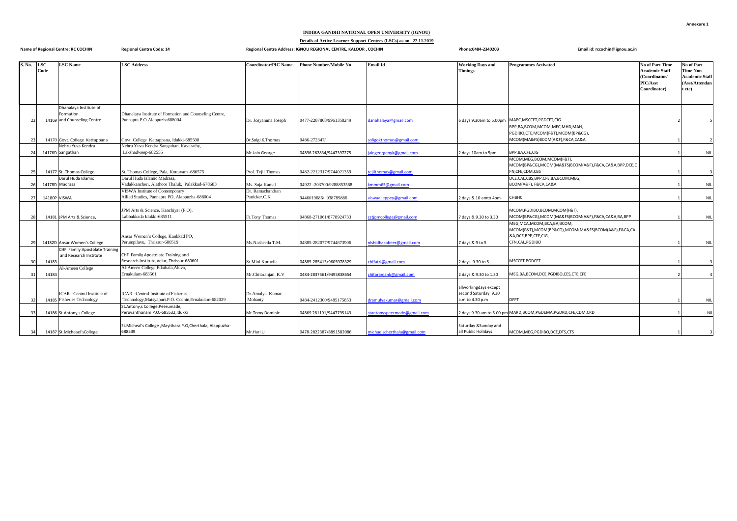Annexure 1

# INDIRA GANDHI NATIONAL OPEN UNIVERSITY (IGNOU)

## Details of Active Learner Support Centres (LSCs) as on 22.11.2019

**Name of Regional Centre: RC COCHIN** **Regional Centre Code: 14** **Regional Centre Address: IGNOU REGIONAL CENTRE, KALOOR , COCHIN** **Phone:0484-2340203** **Email id: rccochin@ignou.ac.in**

| S. No. | LSC Code | LSC Name | LSC Address | Coordinator/PIC Name | Phone Number/Mobile No | Email Id | Working Days and Timings | Programmes Activated | No of Part Time Academic Staff (Coordinator/ PIC/Asst Coordinator) | No of Part Time Non Academic Staff (Asst/Attendant etc) |
|---|---|---|---|---|---|---|---|---|---|---|
| 22 | 14169 | Dhanalaya Institute of Formation and Counseling Centre | Dhanalaya Institute of Formation and Counseling Centre, Punnapra.P.O.Alappuzha688004 | Dr. Josyamma Joseph | 0477-2287808/9961358249 | danahalaya@gmail.com | 6 days 9.30am to 5.00pm | MAPC,MSCCFT,PGDCFT,CIG | 2 | 5 |
| 23 | 14170 | Govt. College Kattappana | Govt. College Kattappana, Idukki-685508 | Dr.Solgi.K.Thomas | 0486-272347/ | soligokthomas@gmail.com | | BPP,BA,BCOM,MCOM,MEC,MHD,MAH, PGDIBO,CTE,MCOM(F&T),MCOM(BP&CG), MCOM(MA&FS)BCOM(A&F),F&CA,CA&A | 1 | 2 |
| 24 | 14176D | Nehru Yuva Kendra Sangathan | Nehru Yuva Kendra Sangathan, Kavarathy, Lakshadweep-682555 | Mr.Jain George | 04896 262834/9447397275 | jaingeorgenyk@gmail.com | 2 days 10am to 5pm | BPP,BA,CFE,CIG | 1 | NIL |
| 25 | 14177 | St. Thomas College | St. Thomas College, Pala, Kottayam -686575 | Prof. Tejil Thomas | 0482-2212317/9744021359 | tejilthomas@gmail.com | | MCOM,MEG,BCOM,MCOM(F&T), MCOM(BP&CG),MCOM(MA&FS)BCOM(A&F),F&CA,CA&A,BPP,DCE,CFN,CFE,CDM,CBS | 1 | 3 |
| 26 | 14178D | Darul Huda Islamic Madrasa | Darul Huda Islamic Madrasa, Vadakkancheri, Alathoor Thaluk, Palakkad-678683 | Ms. Suja Kamal | 04922 -203700/9288853568 | kmmm65@gmail.com | | DCE,CAL,CBS,BPP,CFE,BA,BCOM,MEG, BCOM(A&F), F&CA,CA&A | 1 | NIL |
| 27 | 14180P | VISWA | VISWA Institute of Contemporary Allied Studies, Punnapra PO, Alappuzha-688004 | Dr. Ramachandran Panicker.C.K | 9446019686/ 938789886 | viswaalleppey@gmail.com | 2 days & 10 amto 4pm | CHBHC | 1 | NIL |
| 28 | 14181 | JPM Arts & Science, | JPM Arts & Science, Kanchiyar (P.O), Labbakkada Idukki-685511 | Fr.Tony Thomas | 04868-271061/8778924733 | cstjpmcollege@gmail.com | 7 days & 9.30 to 3.30 | MCOM,PGDIBO,BCOM,MCOM(F&T), MCOM(BP&CG),MCOM(MA&FS)BCOM(A&F),F&CA,CA&A,BA,BPP | 1 | NIL |
| 29 | 14182D | Ansar Women's College | Ansar Women's College, Kankkad PO, Perumpilavu, Thrissur-680519 | Ms.Nasheeda T.M. | 04885-282077/9744673906 | nishidhakabeer@gmail.com | 7 days & 9 to 5 | MEG,MCA,MCOM,BCA,BA,BCOM, MCOM(F&T),MCOM(BP&CG),MCOM(MA&FS)BCOM(A&F),F&CA,CA&A,DCE,BPP,CFE,CIG, CFN,CAL,PGDIBO | 1 | NIL |
| 30 | 14183 | CHF Family Apostolate Training and Research Institute | CHF Family Apostolate Training and Research Institute,Velur, Thrissur-680601 | Sr.Mini Kuruvila | 04885-285413/9605978329 | chffatri@gmail.com | 2 days 9.30 to 5 | MSCCFT.PGDCFT | 1 | 3 |
| 31 | 14184 | Al-Ameen College | Al-Ameen College,Edathala,Aluva, Ernakulam-683561 | Mr.Chitaranjan .K.V | 0484-2837561/9495838654 | chitaranjank@gmail.com | 2 days & 9.30 to 1.30 | MEG,BA,BCOM,DCE,PGDIBO,CES,CTE,CFE | 2 | 4 |
| 32 | 14185 | ICAR –Central Institute of Fisheries Technology | ICAR –Central Institute of Fisheries Technology,Matsyapuri.P.O. Cochin,Ernakulam-682029 | Dr.Amulya Kumar Mohanty | 0484-2412300/9485175853 | dramulyakumar@gmail.com | allworkingdays except second Saturday 9.30 a.m to 4.30 p.m | DFPT | 1 | NIL |
| 33 | 14186 | St.Antony,s College | St.Antony,s College,Peerumade, Peruvanthanam P.O.-685532,Idukki | Mr.Tomy Dominic | 04869 281191/9447795143 | stantonyspeermade@gmail.com | 2 days 9.30 am to 5.00 pm | MARD,BCOM,PGDEMA,PGDRD,CFE,CDM,CRD | 1 | Nil |
| 34 | 14187 | St.Micheael'sCollege | St.Micheal's College ,Mayithara P.O,Cherthala, Alappuzha-688539 | Mr.Hari.U | 0478-2822387/8891582086 | michaelscherthala@gmail.com | Saturday &Sunday and all Public Holidays | MCOM,MEG,PGDIBO,DCE,DTS,CTS | 1 | 3 |